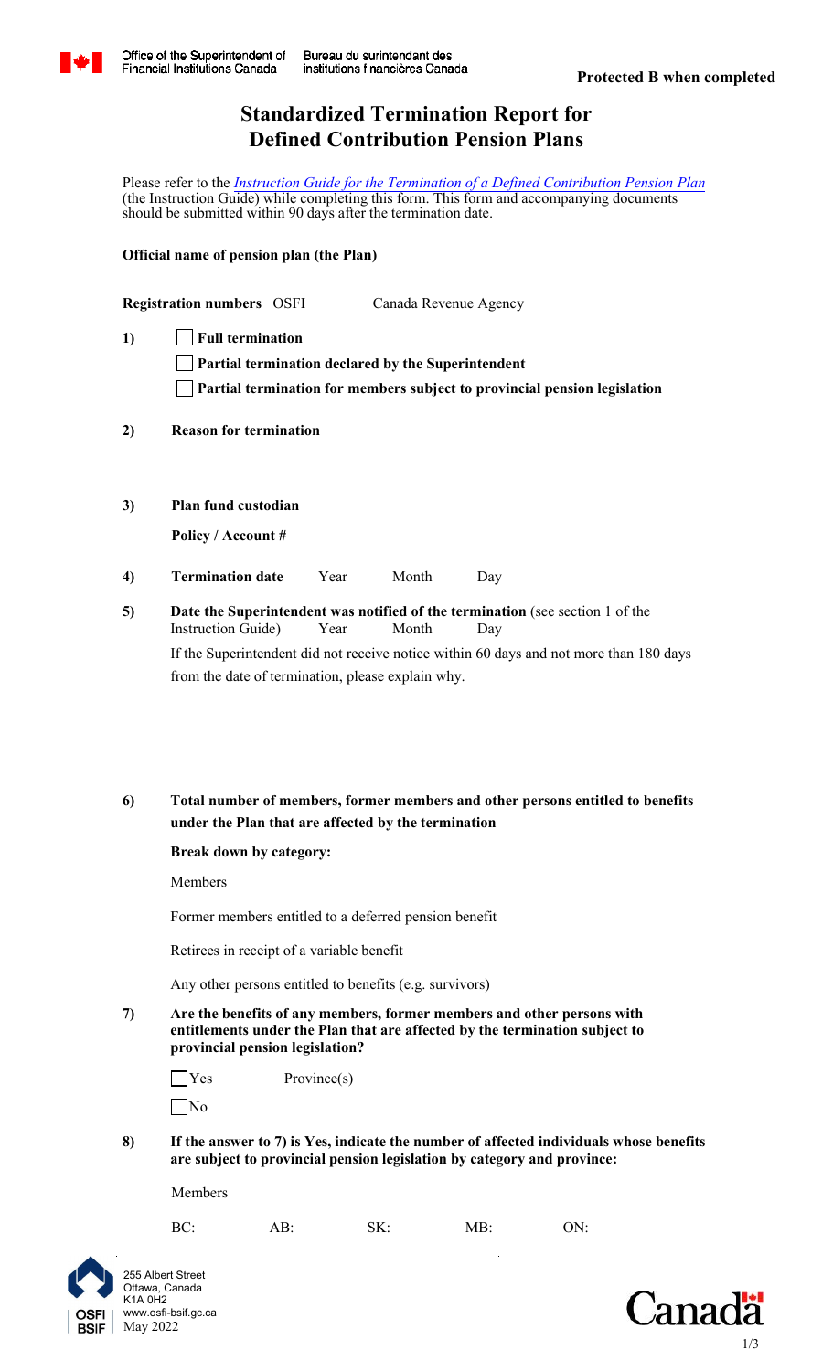Office of the Superintendent of Financial Institutions Canada | Bureau du surintendant des institutions financières Canada

**Protected B when completed**

# Standardized Termination Report for Defined Contribution Pension Plans

Please refer to the *Instruction Guide for the Termination of a Defined Contribution Pension Plan* (the Instruction Guide) while completing this form. This form and accompanying documents should be submitted within 90 days after the termination date.

**Official name of pension plan (the Plan)**

**Registration numbers** OSFI Canada Revenue Agency

**1)** ☐ **Full termination**

☐ **Partial termination declared by the Superintendent**

☐ **Partial termination for members subject to provincial pension legislation**

**2) Reason for termination**

**3) Plan fund custodian**

**Policy / Account #**

**4) Termination date** Year Month Day

**5) Date the Superintendent was notified of the termination** (see section 1 of the Instruction Guide) Year Month Day

If the Superintendent did not receive notice within 60 days and not more than 180 days from the date of termination, please explain why.

**6) Total number of members, former members and other persons entitled to benefits under the Plan that are affected by the termination**

**Break down by category:**

Members

Former members entitled to a deferred pension benefit

Retirees in receipt of a variable benefit

Any other persons entitled to benefits (e.g. survivors)

**7) Are the benefits of any members, former members and other persons with entitlements under the Plan that are affected by the termination subject to provincial pension legislation?**

☐ Yes Province(s)

☐ No

**8) If the answer to 7) is Yes, indicate the number of affected individuals whose benefits are subject to provincial pension legislation by category and province:**

Members

BC: AB: SK: MB: ON:

255 Albert Street
Ottawa, Canada
K1A 0H2
www.osfi-bsif.gc.ca
May 2022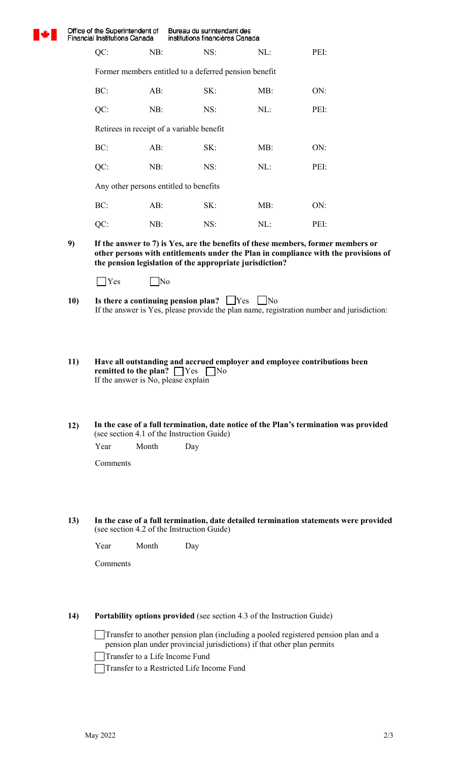| QC: | NB: | NS: | NL: | PEI: |
|---|---|---|---|---|

Former members entitled to a deferred pension benefit

| BC: | AB: | SK: | MB: | ON: |
|---|---|---|---|---|
| QC: | NB: | NS: | NL: | PEI: |

Retirees in receipt of a variable benefit

| BC: | AB: | SK: | MB: | ON: |
|---|---|---|---|---|
| QC: | NB: | NS: | NL: | PEI: |

Any other persons entitled to benefits

| BC: | AB: | SK: | MB: | ON: |
|---|---|---|---|---|
| QC: | NB: | NS: | NL: | PEI: |

**9) If the answer to 7) is Yes, are the benefits of these members, former members or other persons with entitlements under the Plan in compliance with the provisions of the pension legislation of the appropriate jurisdiction?**

☐ Yes ☐ No

**10) Is there a continuing pension plan?** ☐ Yes ☐ No

If the answer is Yes, please provide the plan name, registration number and jurisdiction:

**11) Have all outstanding and accrued employer and employee contributions been remitted to the plan?** ☐ Yes ☐ No

If the answer is No, please explain

**12) In the case of a full termination, date notice of the Plan's termination was provided** (see section 4.1 of the Instruction Guide)

Year Month Day

Comments

**13) In the case of a full termination, date detailed termination statements were provided** (see section 4.2 of the Instruction Guide)

Year Month Day

Comments

**14) Portability options provided** (see section 4.3 of the Instruction Guide)

☐ Transfer to another pension plan (including a pooled registered pension plan and a pension plan under provincial jurisdictions) if that other plan permits

☐ Transfer to a Life Income Fund

☐ Transfer to a Restricted Life Income Fund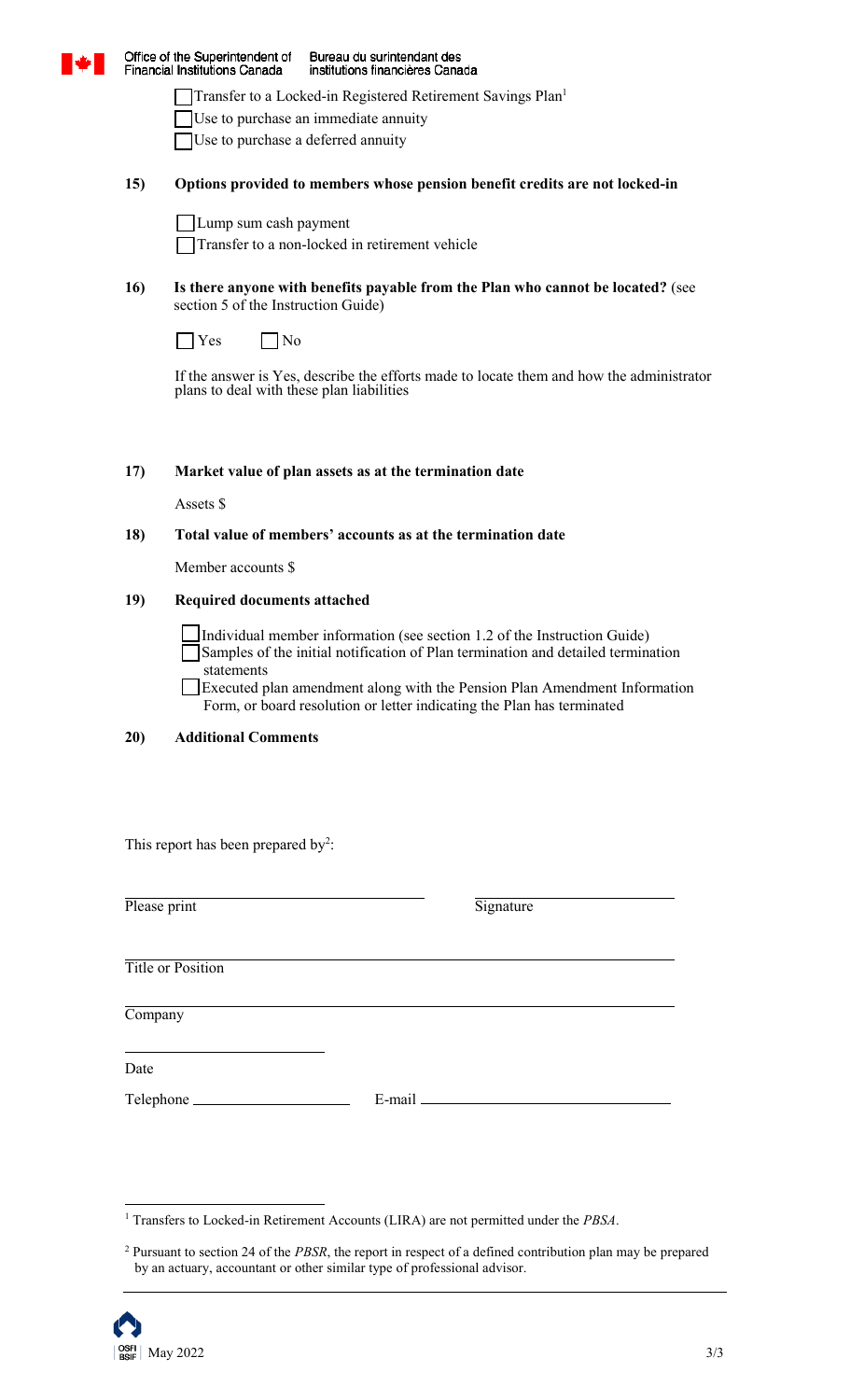- [ ] Transfer to a Locked-in Registered Retirement Savings Plan[1]
- [ ] Use to purchase an immediate annuity
- [ ] Use to purchase a deferred annuity

**15) Options provided to members whose pension benefit credits are not locked-in**

- [ ] Lump sum cash payment
- [ ] Transfer to a non-locked in retirement vehicle

**16) Is there anyone with benefits payable from the Plan who cannot be located?** (see section 5 of the Instruction Guide)

- [ ] Yes
- [ ] No

If the answer is Yes, describe the efforts made to locate them and how the administrator plans to deal with these plan liabilities

**17) Market value of plan assets as at the termination date**

Assets $

**18) Total value of members' accounts as at the termination date**

Member accounts $

**19) Required documents attached**

- [ ] Individual member information (see section 1.2 of the Instruction Guide)
- [ ] Samples of the initial notification of Plan termination and detailed termination statements
- [ ] Executed plan amendment along with the Pension Plan Amendment Information Form, or board resolution or letter indicating the Plan has terminated

**20) Additional Comments**

This report has been prepared by[2]:

Please print ____________________ Signature ____________________

Title or Position ____________________

Company ____________________

Date ____________________

Telephone ____________________ E-mail ____________________

[1] Transfers to Locked-in Retirement Accounts (LIRA) are not permitted under the *PBSA*.

[2] Pursuant to section 24 of the *PBSR*, the report in respect of a defined contribution plan may be prepared by an actuary, accountant or other similar type of professional advisor.

May 2022